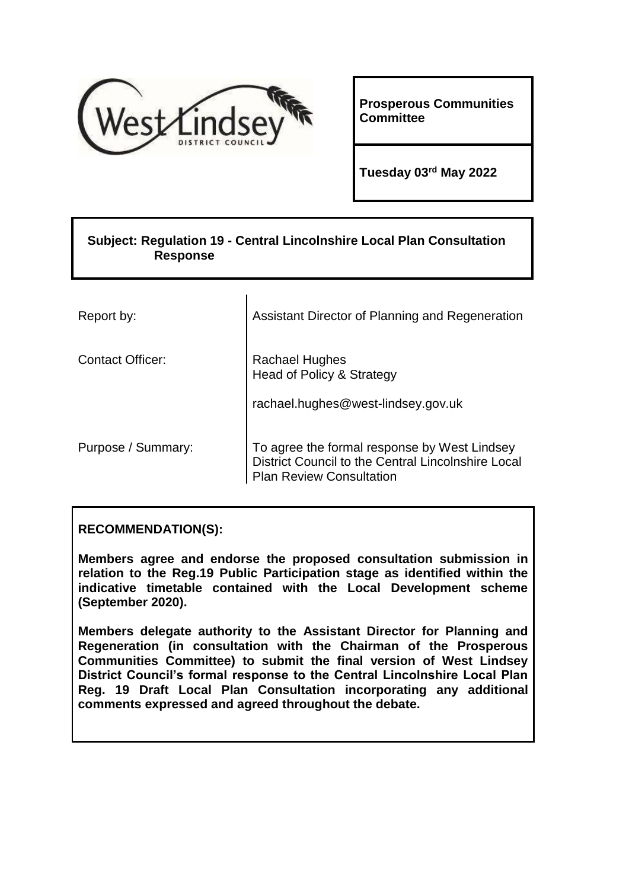**Prosperous Communities Committee**

**Tuesday 03rd May 2022**

**Subject: Regulation 19 - Central Lincolnshire Local Plan Consultation Response**

| | |
|---|---|
| Report by: | Assistant Director of Planning and Regeneration |
| Contact Officer: | Rachael Hughes<br>Head of Policy & Strategy<br><br>rachael.hughes@west-lindsey.gov.uk |
| Purpose / Summary: | To agree the formal response by West Lindsey District Council to the Central Lincolnshire Local Plan Review Consultation |

**RECOMMENDATION(S):**

**Members agree and endorse the proposed consultation submission in relation to the Reg.19 Public Participation stage as identified within the indicative timetable contained with the Local Development scheme (September 2020).**

**Members delegate authority to the Assistant Director for Planning and Regeneration (in consultation with the Chairman of the Prosperous Communities Committee) to submit the final version of West Lindsey District Council's formal response to the Central Lincolnshire Local Plan Reg. 19 Draft Local Plan Consultation incorporating any additional comments expressed and agreed throughout the debate.**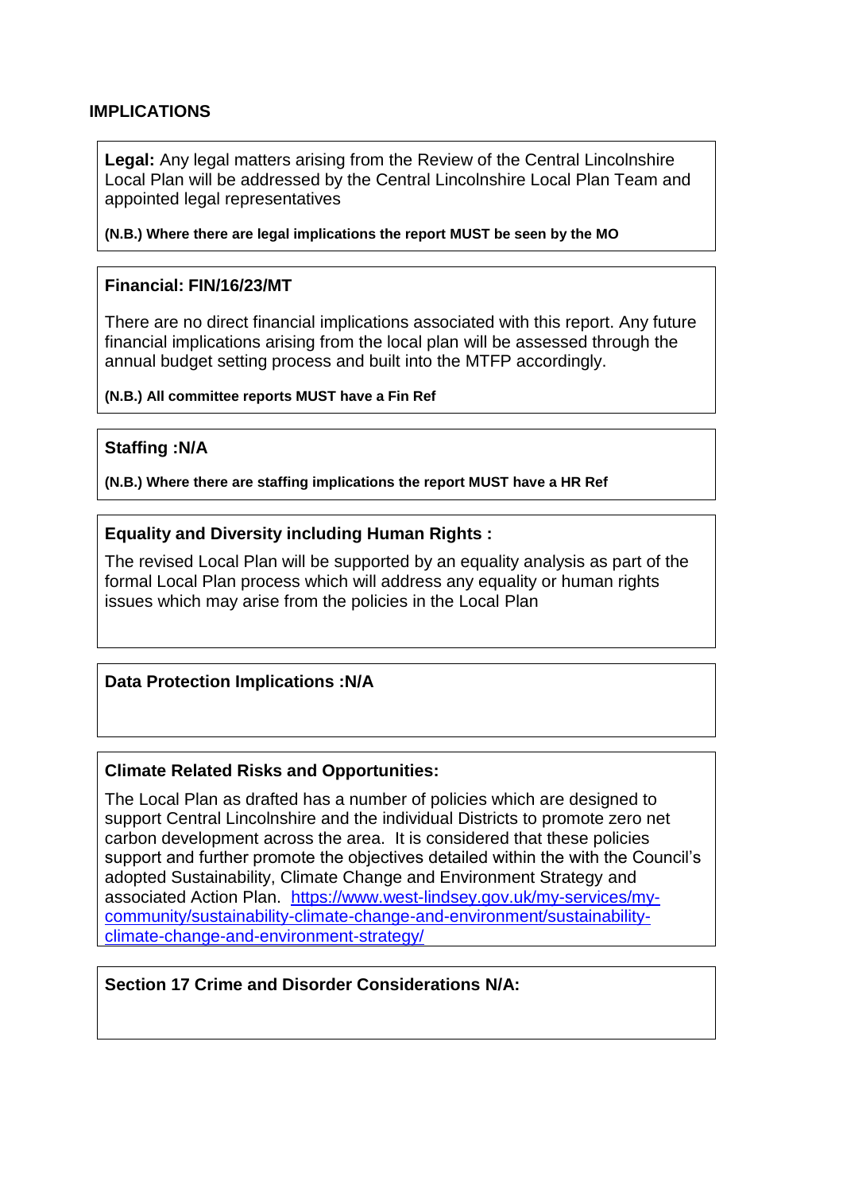## IMPLICATIONS

**Legal:** Any legal matters arising from the Review of the Central Lincolnshire Local Plan will be addressed by the Central Lincolnshire Local Plan Team and appointed legal representatives

**(N.B.) Where there are legal implications the report MUST be seen by the MO**

**Financial: FIN/16/23/MT**

There are no direct financial implications associated with this report. Any future financial implications arising from the local plan will be assessed through the annual budget setting process and built into the MTFP accordingly.

**(N.B.) All committee reports MUST have a Fin Ref**

**Staffing :N/A**

**(N.B.) Where there are staffing implications the report MUST have a HR Ref**

**Equality and Diversity including Human Rights :**

The revised Local Plan will be supported by an equality analysis as part of the formal Local Plan process which will address any equality or human rights issues which may arise from the policies in the Local Plan

**Data Protection Implications :N/A**

**Climate Related Risks and Opportunities:**

The Local Plan as drafted has a number of policies which are designed to support Central Lincolnshire and the individual Districts to promote zero net carbon development across the area. It is considered that these policies support and further promote the objectives detailed within the with the Council's adopted Sustainability, Climate Change and Environment Strategy and associated Action Plan. https://www.west-lindsey.gov.uk/my-services/my-community/sustainability-climate-change-and-environment/sustainability-climate-change-and-environment-strategy/

**Section 17 Crime and Disorder Considerations N/A:**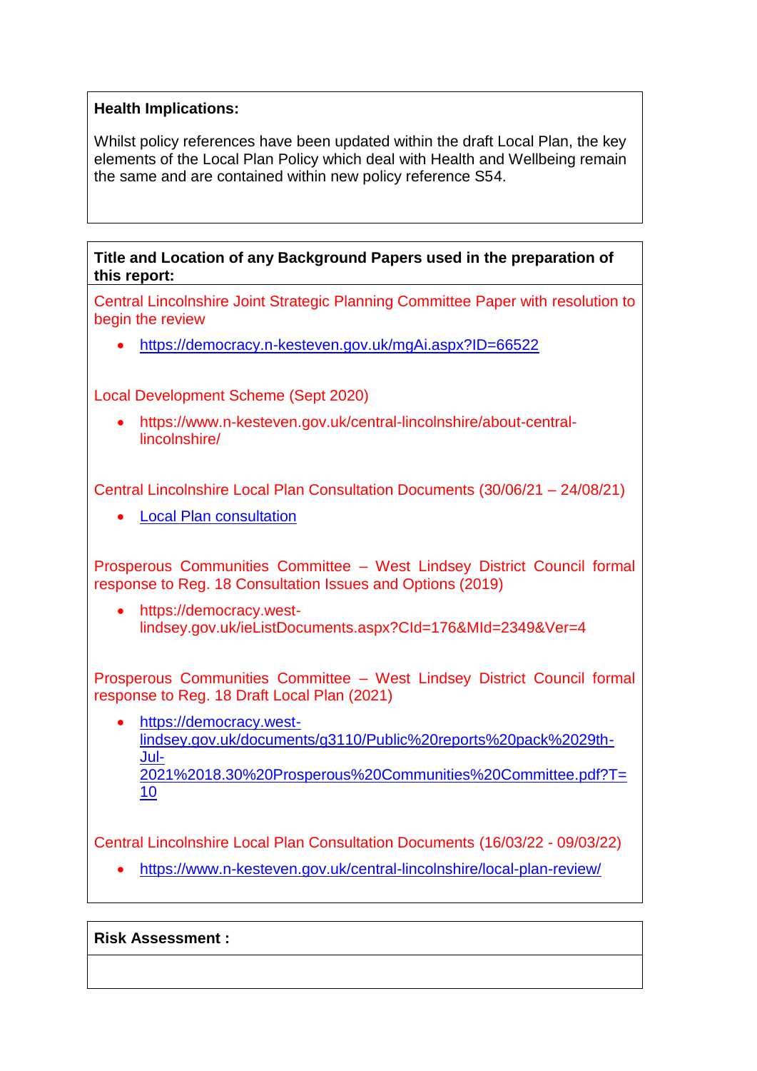**Health Implications:**

Whilst policy references have been updated within the draft Local Plan, the key elements of the Local Plan Policy which deal with Health and Wellbeing remain the same and are contained within new policy reference S54.

**Title and Location of any Background Papers used in the preparation of this report:**

Central Lincolnshire Joint Strategic Planning Committee Paper with resolution to begin the review

- https://democracy.n-kesteven.gov.uk/mgAi.aspx?ID=66522

Local Development Scheme (Sept 2020)

- https://www.n-kesteven.gov.uk/central-lincolnshire/about-central-lincolnshire/

Central Lincolnshire Local Plan Consultation Documents (30/06/21 – 24/08/21)

- Local Plan consultation

Prosperous Communities Committee – West Lindsey District Council formal response to Reg. 18 Consultation Issues and Options (2019)

- https://democracy.west-lindsey.gov.uk/ieListDocuments.aspx?CId=176&MId=2349&Ver=4

Prosperous Communities Committee – West Lindsey District Council formal response to Reg. 18 Draft Local Plan (2021)

- https://democracy.west-lindsey.gov.uk/documents/g3110/Public%20reports%20pack%2029th-Jul-2021%2018.30%20Prosperous%20Communities%20Committee.pdf?T=10

Central Lincolnshire Local Plan Consultation Documents (16/03/22 - 09/03/22)

- https://www.n-kesteven.gov.uk/central-lincolnshire/local-plan-review/

**Risk Assessment :**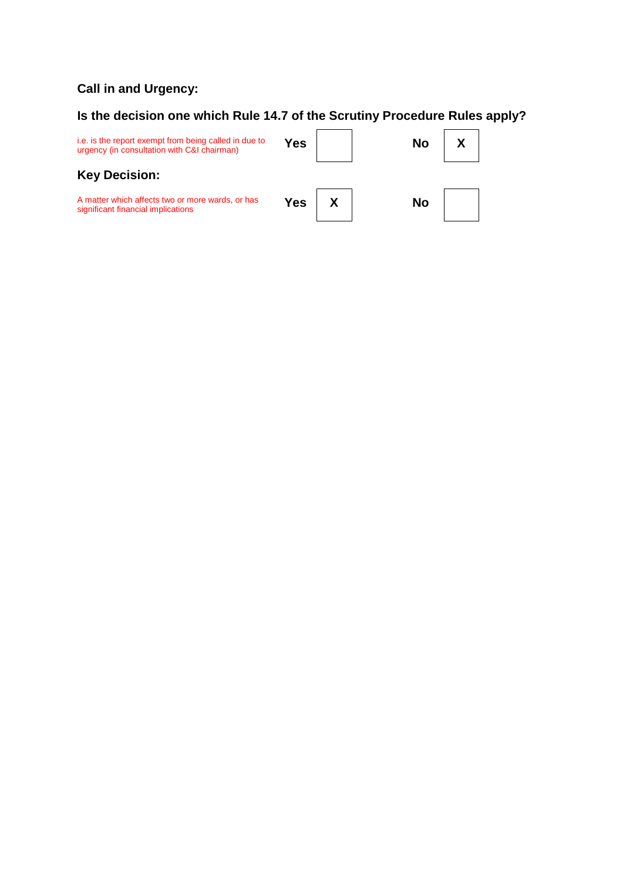### Call in and Urgency:

### Is the decision one which Rule 14.7 of the Scrutiny Procedure Rules apply?

| | | | | |
|---|---|---|---|---|
| i.e. is the report exempt from being called in due to urgency (in consultation with C&I chairman) | **Yes** | | **No** | **X** |

### Key Decision:

| | | | | |
|---|---|---|---|---|
| A matter which affects two or more wards, or has significant financial implications | **Yes** | **X** | **No** | |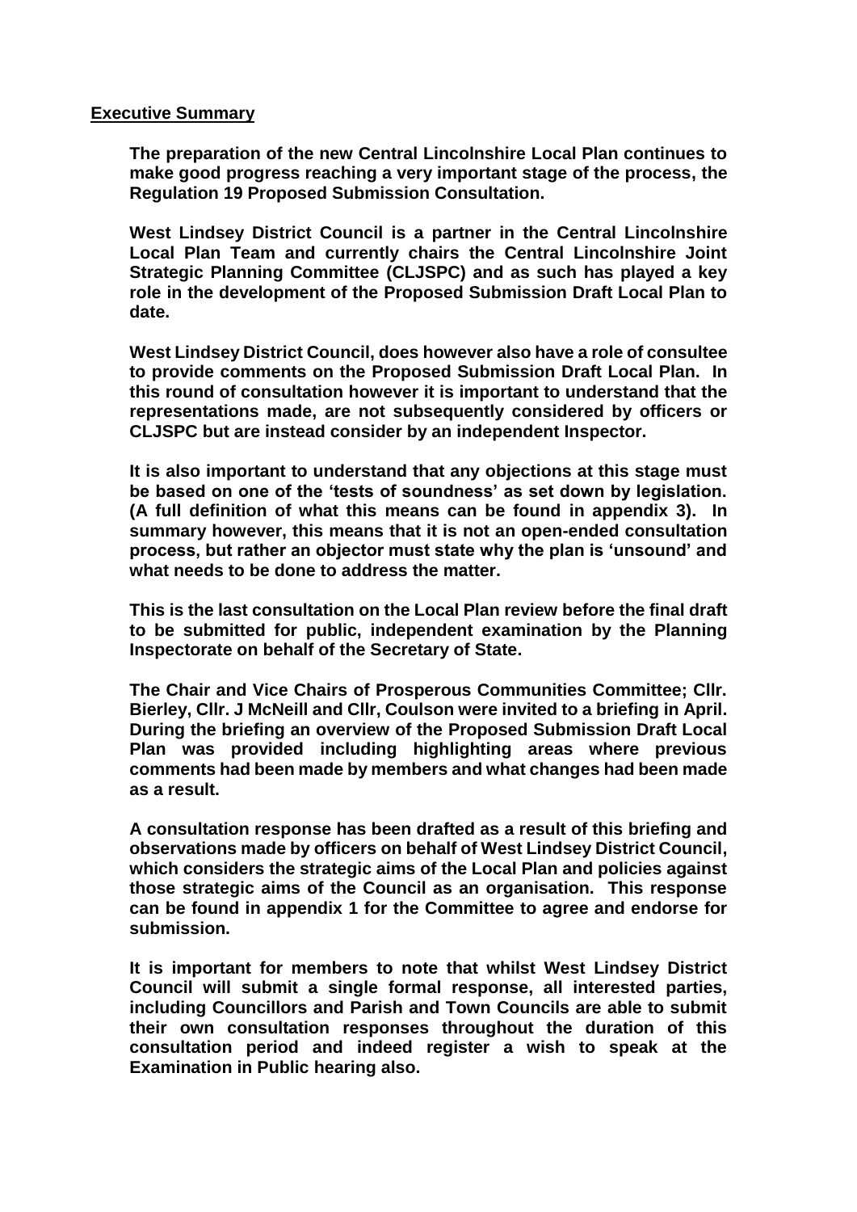## Executive Summary

**The preparation of the new Central Lincolnshire Local Plan continues to make good progress reaching a very important stage of the process, the Regulation 19 Proposed Submission Consultation.**

**West Lindsey District Council is a partner in the Central Lincolnshire Local Plan Team and currently chairs the Central Lincolnshire Joint Strategic Planning Committee (CLJSPC) and as such has played a key role in the development of the Proposed Submission Draft Local Plan to date.**

**West Lindsey District Council, does however also have a role of consultee to provide comments on the Proposed Submission Draft Local Plan. In this round of consultation however it is important to understand that the representations made, are not subsequently considered by officers or CLJSPC but are instead consider by an independent Inspector.**

**It is also important to understand that any objections at this stage must be based on one of the 'tests of soundness' as set down by legislation. (A full definition of what this means can be found in appendix 3). In summary however, this means that it is not an open-ended consultation process, but rather an objector must state why the plan is 'unsound' and what needs to be done to address the matter.**

**This is the last consultation on the Local Plan review before the final draft to be submitted for public, independent examination by the Planning Inspectorate on behalf of the Secretary of State.**

**The Chair and Vice Chairs of Prosperous Communities Committee; Cllr. Bierley, Cllr. J McNeill and Cllr, Coulson were invited to a briefing in April. During the briefing an overview of the Proposed Submission Draft Local Plan was provided including highlighting areas where previous comments had been made by members and what changes had been made as a result.**

**A consultation response has been drafted as a result of this briefing and observations made by officers on behalf of West Lindsey District Council, which considers the strategic aims of the Local Plan and policies against those strategic aims of the Council as an organisation. This response can be found in appendix 1 for the Committee to agree and endorse for submission.**

**It is important for members to note that whilst West Lindsey District Council will submit a single formal response, all interested parties, including Councillors and Parish and Town Councils are able to submit their own consultation responses throughout the duration of this consultation period and indeed register a wish to speak at the Examination in Public hearing also.**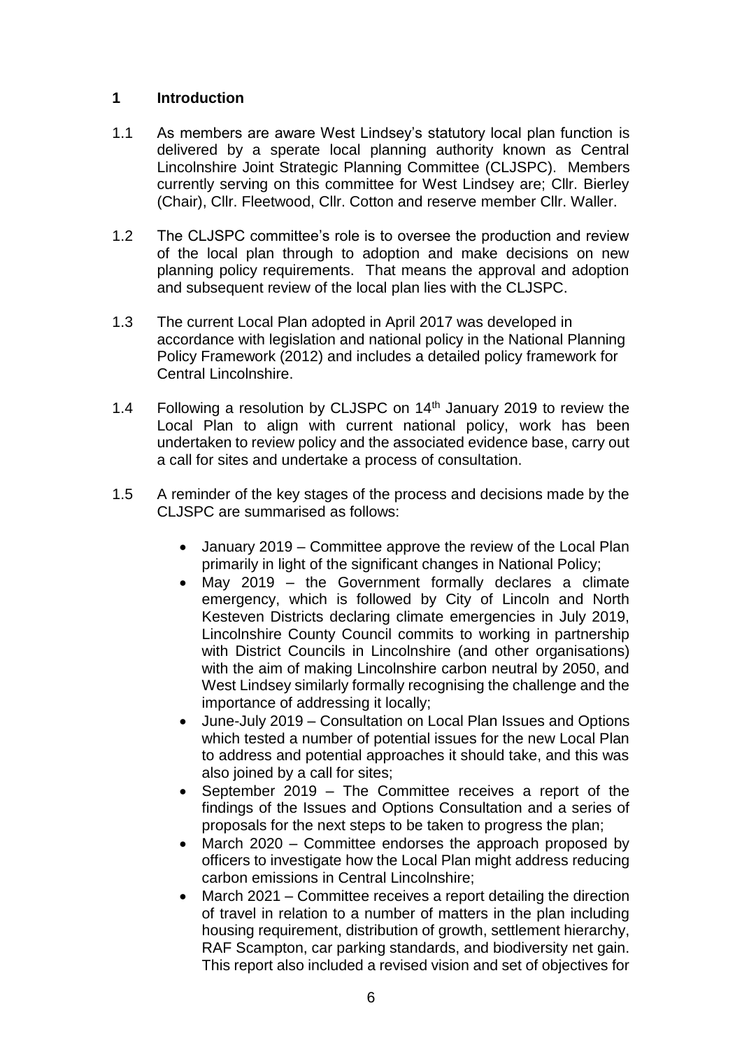## 1 Introduction

1.1 As members are aware West Lindsey's statutory local plan function is delivered by a sperate local planning authority known as Central Lincolnshire Joint Strategic Planning Committee (CLJSPC). Members currently serving on this committee for West Lindsey are; Cllr. Bierley (Chair), Cllr. Fleetwood, Cllr. Cotton and reserve member Cllr. Waller.

1.2 The CLJSPC committee's role is to oversee the production and review of the local plan through to adoption and make decisions on new planning policy requirements. That means the approval and adoption and subsequent review of the local plan lies with the CLJSPC.

1.3 The current Local Plan adopted in April 2017 was developed in accordance with legislation and national policy in the National Planning Policy Framework (2012) and includes a detailed policy framework for Central Lincolnshire.

1.4 Following a resolution by CLJSPC on 14th January 2019 to review the Local Plan to align with current national policy, work has been undertaken to review policy and the associated evidence base, carry out a call for sites and undertake a process of consultation.

1.5 A reminder of the key stages of the process and decisions made by the CLJSPC are summarised as follows:

- January 2019 – Committee approve the review of the Local Plan primarily in light of the significant changes in National Policy;
- May 2019 – the Government formally declares a climate emergency, which is followed by City of Lincoln and North Kesteven Districts declaring climate emergencies in July 2019, Lincolnshire County Council commits to working in partnership with District Councils in Lincolnshire (and other organisations) with the aim of making Lincolnshire carbon neutral by 2050, and West Lindsey similarly formally recognising the challenge and the importance of addressing it locally;
- June-July 2019 – Consultation on Local Plan Issues and Options which tested a number of potential issues for the new Local Plan to address and potential approaches it should take, and this was also joined by a call for sites;
- September 2019 – The Committee receives a report of the findings of the Issues and Options Consultation and a series of proposals for the next steps to be taken to progress the plan;
- March 2020 – Committee endorses the approach proposed by officers to investigate how the Local Plan might address reducing carbon emissions in Central Lincolnshire;
- March 2021 – Committee receives a report detailing the direction of travel in relation to a number of matters in the plan including housing requirement, distribution of growth, settlement hierarchy, RAF Scampton, car parking standards, and biodiversity net gain. This report also included a revised vision and set of objectives for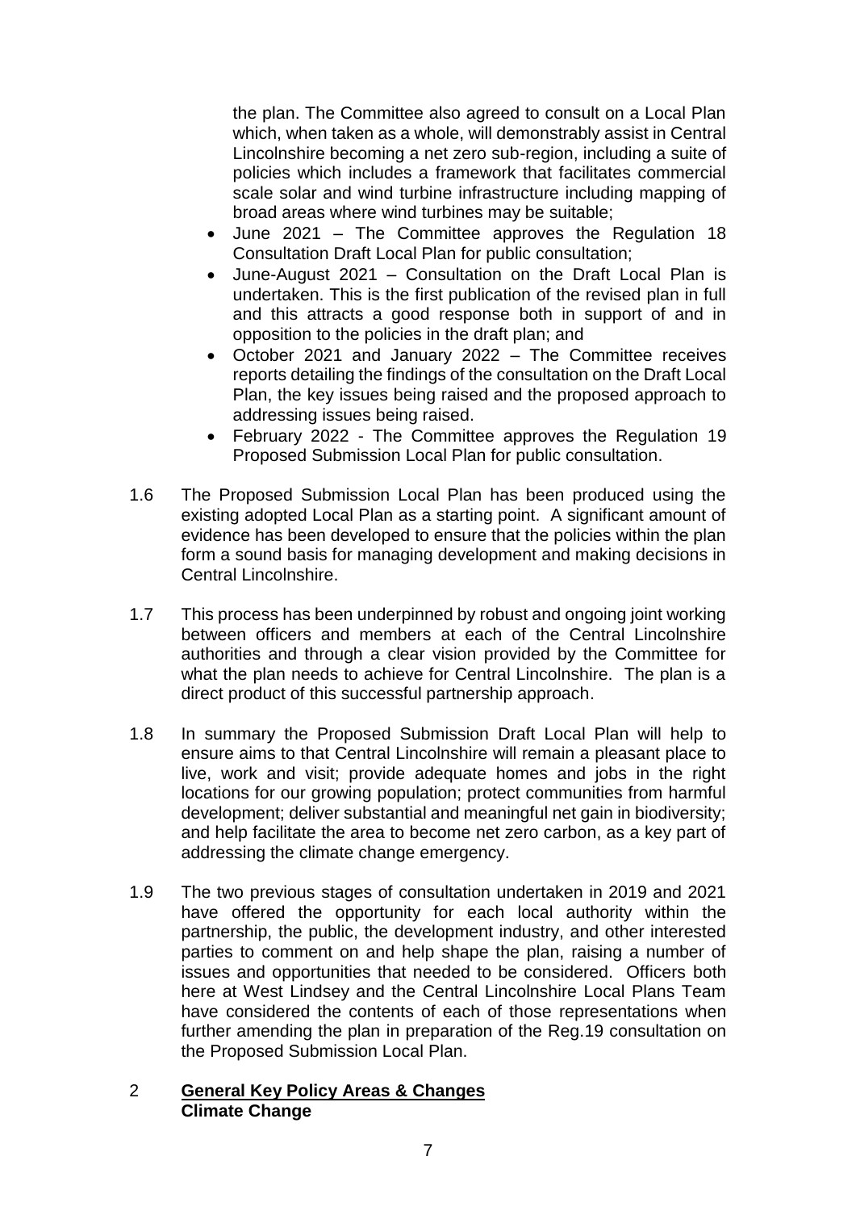the plan. The Committee also agreed to consult on a Local Plan which, when taken as a whole, will demonstrably assist in Central Lincolnshire becoming a net zero sub-region, including a suite of policies which includes a framework that facilitates commercial scale solar and wind turbine infrastructure including mapping of broad areas where wind turbines may be suitable;

- June 2021 – The Committee approves the Regulation 18 Consultation Draft Local Plan for public consultation;
- June-August 2021 – Consultation on the Draft Local Plan is undertaken. This is the first publication of the revised plan in full and this attracts a good response both in support of and in opposition to the policies in the draft plan; and
- October 2021 and January 2022 – The Committee receives reports detailing the findings of the consultation on the Draft Local Plan, the key issues being raised and the proposed approach to addressing issues being raised.
- February 2022 - The Committee approves the Regulation 19 Proposed Submission Local Plan for public consultation.

1.6 The Proposed Submission Local Plan has been produced using the existing adopted Local Plan as a starting point. A significant amount of evidence has been developed to ensure that the policies within the plan form a sound basis for managing development and making decisions in Central Lincolnshire.

1.7 This process has been underpinned by robust and ongoing joint working between officers and members at each of the Central Lincolnshire authorities and through a clear vision provided by the Committee for what the plan needs to achieve for Central Lincolnshire. The plan is a direct product of this successful partnership approach.

1.8 In summary the Proposed Submission Draft Local Plan will help to ensure aims to that Central Lincolnshire will remain a pleasant place to live, work and visit; provide adequate homes and jobs in the right locations for our growing population; protect communities from harmful development; deliver substantial and meaningful net gain in biodiversity; and help facilitate the area to become net zero carbon, as a key part of addressing the climate change emergency.

1.9 The two previous stages of consultation undertaken in 2019 and 2021 have offered the opportunity for each local authority within the partnership, the public, the development industry, and other interested parties to comment on and help shape the plan, raising a number of issues and opportunities that needed to be considered. Officers both here at West Lindsey and the Central Lincolnshire Local Plans Team have considered the contents of each of those representations when further amending the plan in preparation of the Reg.19 consultation on the Proposed Submission Local Plan.

## 2 General Key Policy Areas & Changes

**Climate Change**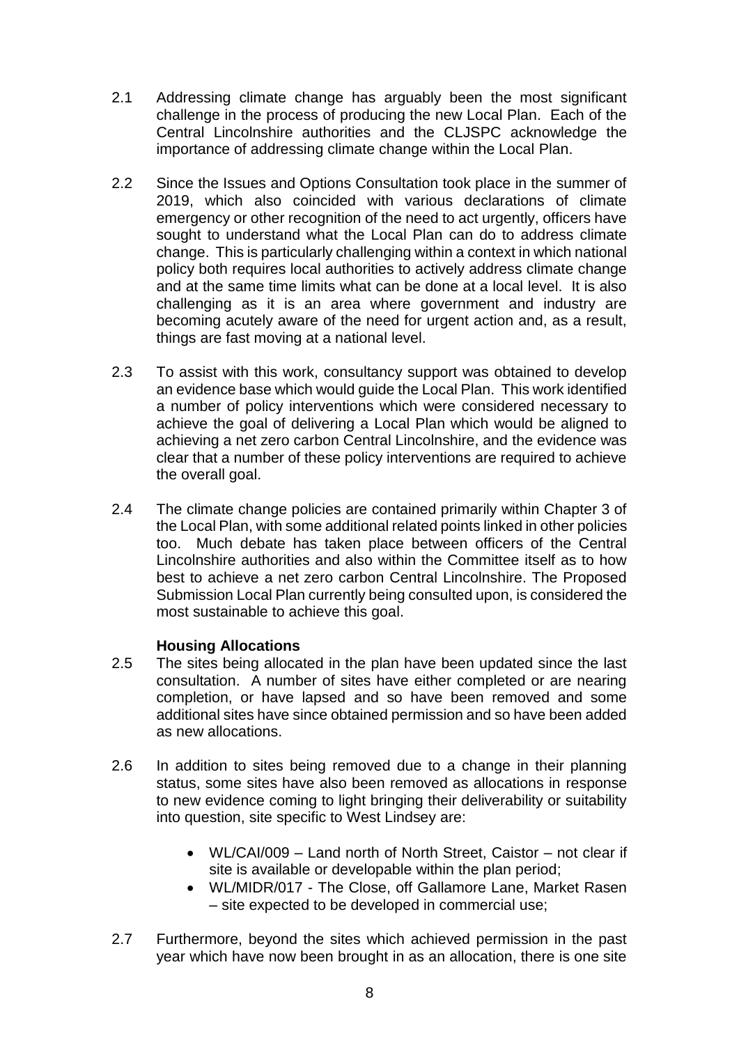2.1 Addressing climate change has arguably been the most significant challenge in the process of producing the new Local Plan. Each of the Central Lincolnshire authorities and the CLJSPC acknowledge the importance of addressing climate change within the Local Plan.

2.2 Since the Issues and Options Consultation took place in the summer of 2019, which also coincided with various declarations of climate emergency or other recognition of the need to act urgently, officers have sought to understand what the Local Plan can do to address climate change. This is particularly challenging within a context in which national policy both requires local authorities to actively address climate change and at the same time limits what can be done at a local level. It is also challenging as it is an area where government and industry are becoming acutely aware of the need for urgent action and, as a result, things are fast moving at a national level.

2.3 To assist with this work, consultancy support was obtained to develop an evidence base which would guide the Local Plan. This work identified a number of policy interventions which were considered necessary to achieve the goal of delivering a Local Plan which would be aligned to achieving a net zero carbon Central Lincolnshire, and the evidence was clear that a number of these policy interventions are required to achieve the overall goal.

2.4 The climate change policies are contained primarily within Chapter 3 of the Local Plan, with some additional related points linked in other policies too. Much debate has taken place between officers of the Central Lincolnshire authorities and also within the Committee itself as to how best to achieve a net zero carbon Central Lincolnshire. The Proposed Submission Local Plan currently being consulted upon, is considered the most sustainable to achieve this goal.

**Housing Allocations**

2.5 The sites being allocated in the plan have been updated since the last consultation. A number of sites have either completed or are nearing completion, or have lapsed and so have been removed and some additional sites have since obtained permission and so have been added as new allocations.

2.6 In addition to sites being removed due to a change in their planning status, some sites have also been removed as allocations in response to new evidence coming to light bringing their deliverability or suitability into question, site specific to West Lindsey are:

- WL/CAI/009 – Land north of North Street, Caistor – not clear if site is available or developable within the plan period;
- WL/MIDR/017 - The Close, off Gallamore Lane, Market Rasen – site expected to be developed in commercial use;

2.7 Furthermore, beyond the sites which achieved permission in the past year which have now been brought in as an allocation, there is one site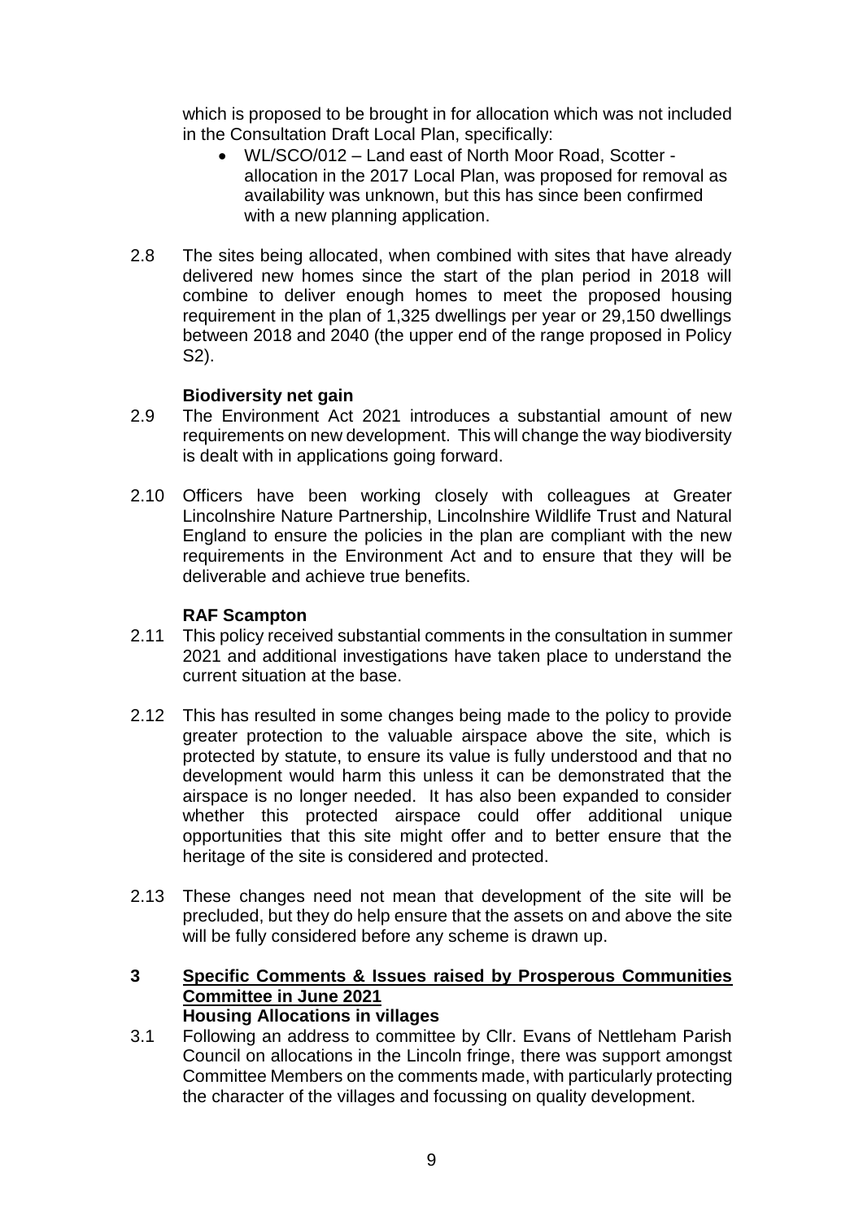which is proposed to be brought in for allocation which was not included in the Consultation Draft Local Plan, specifically:

- WL/SCO/012 – Land east of North Moor Road, Scotter - allocation in the 2017 Local Plan, was proposed for removal as availability was unknown, but this has since been confirmed with a new planning application.

2.8 The sites being allocated, when combined with sites that have already delivered new homes since the start of the plan period in 2018 will combine to deliver enough homes to meet the proposed housing requirement in the plan of 1,325 dwellings per year or 29,150 dwellings between 2018 and 2040 (the upper end of the range proposed in Policy S2).

**Biodiversity net gain**

2.9 The Environment Act 2021 introduces a substantial amount of new requirements on new development. This will change the way biodiversity is dealt with in applications going forward.

2.10 Officers have been working closely with colleagues at Greater Lincolnshire Nature Partnership, Lincolnshire Wildlife Trust and Natural England to ensure the policies in the plan are compliant with the new requirements in the Environment Act and to ensure that they will be deliverable and achieve true benefits.

**RAF Scampton**

2.11 This policy received substantial comments in the consultation in summer 2021 and additional investigations have taken place to understand the current situation at the base.

2.12 This has resulted in some changes being made to the policy to provide greater protection to the valuable airspace above the site, which is protected by statute, to ensure its value is fully understood and that no development would harm this unless it can be demonstrated that the airspace is no longer needed. It has also been expanded to consider whether this protected airspace could offer additional unique opportunities that this site might offer and to better ensure that the heritage of the site is considered and protected.

2.13 These changes need not mean that development of the site will be precluded, but they do help ensure that the assets on and above the site will be fully considered before any scheme is drawn up.

## 3 Specific Comments & Issues raised by Prosperous Communities Committee in June 2021

**Housing Allocations in villages**

3.1 Following an address to committee by Cllr. Evans of Nettleham Parish Council on allocations in the Lincoln fringe, there was support amongst Committee Members on the comments made, with particularly protecting the character of the villages and focussing on quality development.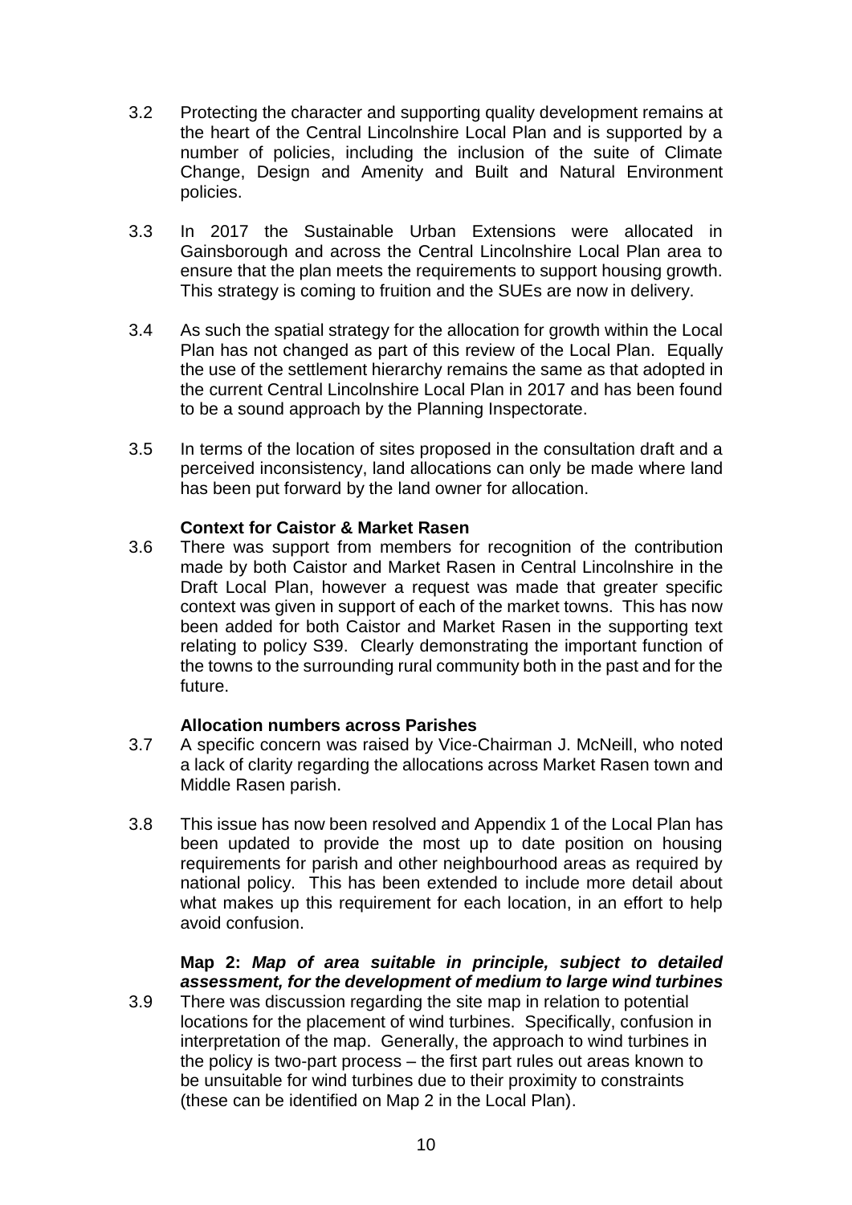3.2 Protecting the character and supporting quality development remains at the heart of the Central Lincolnshire Local Plan and is supported by a number of policies, including the inclusion of the suite of Climate Change, Design and Amenity and Built and Natural Environment policies.

3.3 In 2017 the Sustainable Urban Extensions were allocated in Gainsborough and across the Central Lincolnshire Local Plan area to ensure that the plan meets the requirements to support housing growth. This strategy is coming to fruition and the SUEs are now in delivery.

3.4 As such the spatial strategy for the allocation for growth within the Local Plan has not changed as part of this review of the Local Plan. Equally the use of the settlement hierarchy remains the same as that adopted in the current Central Lincolnshire Local Plan in 2017 and has been found to be a sound approach by the Planning Inspectorate.

3.5 In terms of the location of sites proposed in the consultation draft and a perceived inconsistency, land allocations can only be made where land has been put forward by the land owner for allocation.

**Context for Caistor & Market Rasen**

3.6 There was support from members for recognition of the contribution made by both Caistor and Market Rasen in Central Lincolnshire in the Draft Local Plan, however a request was made that greater specific context was given in support of each of the market towns. This has now been added for both Caistor and Market Rasen in the supporting text relating to policy S39. Clearly demonstrating the important function of the towns to the surrounding rural community both in the past and for the future.

**Allocation numbers across Parishes**

3.7 A specific concern was raised by Vice-Chairman J. McNeill, who noted a lack of clarity regarding the allocations across Market Rasen town and Middle Rasen parish.

3.8 This issue has now been resolved and Appendix 1 of the Local Plan has been updated to provide the most up to date position on housing requirements for parish and other neighbourhood areas as required by national policy. This has been extended to include more detail about what makes up this requirement for each location, in an effort to help avoid confusion.

**Map 2:** ***Map of area suitable in principle, subject to detailed assessment, for the development of medium to large wind turbines***

3.9 There was discussion regarding the site map in relation to potential locations for the placement of wind turbines. Specifically, confusion in interpretation of the map. Generally, the approach to wind turbines in the policy is two-part process – the first part rules out areas known to be unsuitable for wind turbines due to their proximity to constraints (these can be identified on Map 2 in the Local Plan).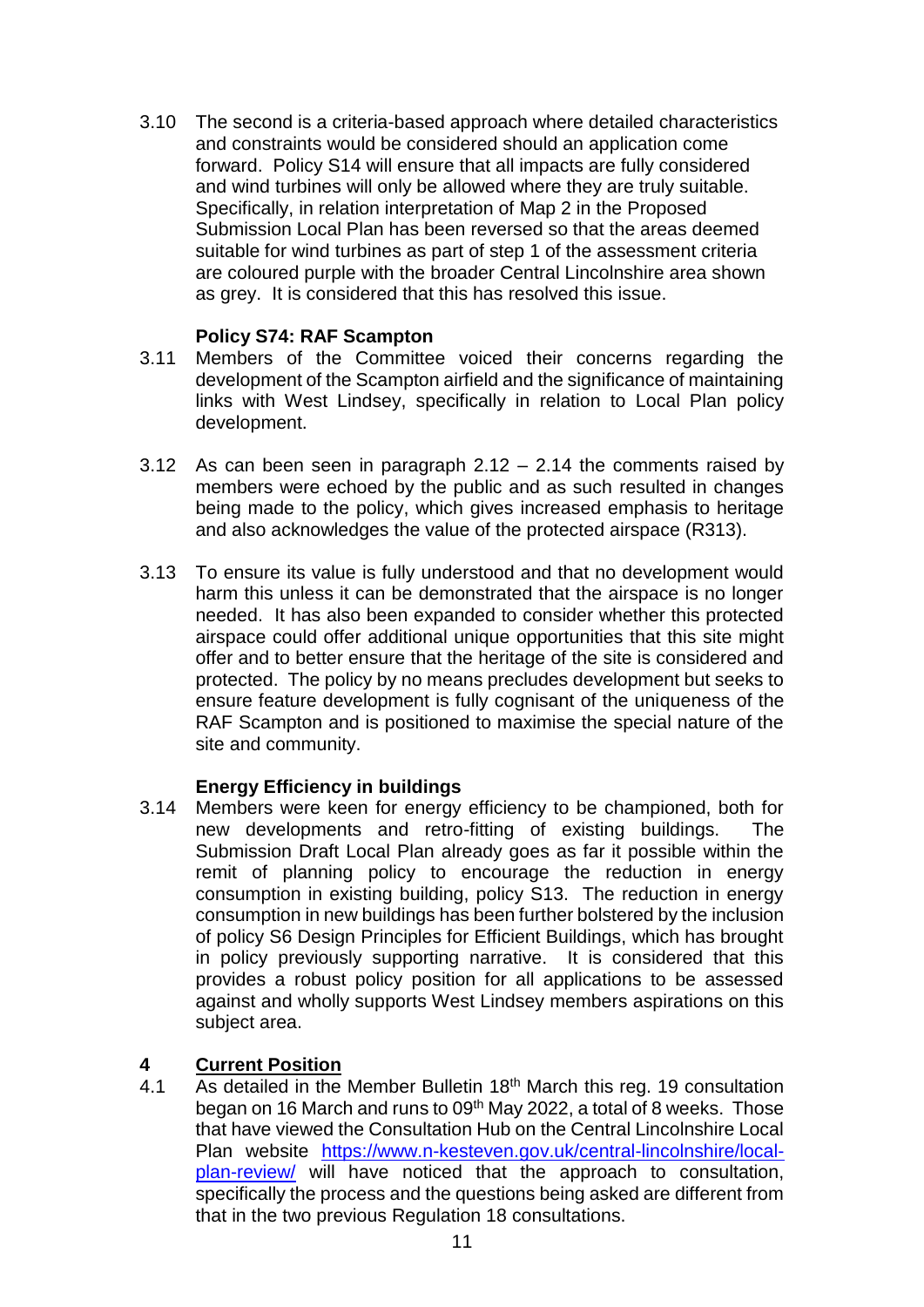3.10 The second is a criteria-based approach where detailed characteristics and constraints would be considered should an application come forward. Policy S14 will ensure that all impacts are fully considered and wind turbines will only be allowed where they are truly suitable. Specifically, in relation interpretation of Map 2 in the Proposed Submission Local Plan has been reversed so that the areas deemed suitable for wind turbines as part of step 1 of the assessment criteria are coloured purple with the broader Central Lincolnshire area shown as grey. It is considered that this has resolved this issue.

**Policy S74: RAF Scampton**

3.11 Members of the Committee voiced their concerns regarding the development of the Scampton airfield and the significance of maintaining links with West Lindsey, specifically in relation to Local Plan policy development.

3.12 As can been seen in paragraph 2.12 – 2.14 the comments raised by members were echoed by the public and as such resulted in changes being made to the policy, which gives increased emphasis to heritage and also acknowledges the value of the protected airspace (R313).

3.13 To ensure its value is fully understood and that no development would harm this unless it can be demonstrated that the airspace is no longer needed. It has also been expanded to consider whether this protected airspace could offer additional unique opportunities that this site might offer and to better ensure that the heritage of the site is considered and protected. The policy by no means precludes development but seeks to ensure feature development is fully cognisant of the uniqueness of the RAF Scampton and is positioned to maximise the special nature of the site and community.

**Energy Efficiency in buildings**

3.14 Members were keen for energy efficiency to be championed, both for new developments and retro-fitting of existing buildings. The Submission Draft Local Plan already goes as far it possible within the remit of planning policy to encourage the reduction in energy consumption in existing building, policy S13. The reduction in energy consumption in new buildings has been further bolstered by the inclusion of policy S6 Design Principles for Efficient Buildings, which has brought in policy previously supporting narrative. It is considered that this provides a robust policy position for all applications to be assessed against and wholly supports West Lindsey members aspirations on this subject area.

## 4 Current Position

4.1 As detailed in the Member Bulletin 18th March this reg. 19 consultation began on 16 March and runs to 09th May 2022, a total of 8 weeks. Those that have viewed the Consultation Hub on the Central Lincolnshire Local Plan website [https://www.n-kesteven.gov.uk/central-lincolnshire/local-plan-review/](https://www.n-kesteven.gov.uk/central-lincolnshire/local-plan-review/) will have noticed that the approach to consultation, specifically the process and the questions being asked are different from that in the two previous Regulation 18 consultations.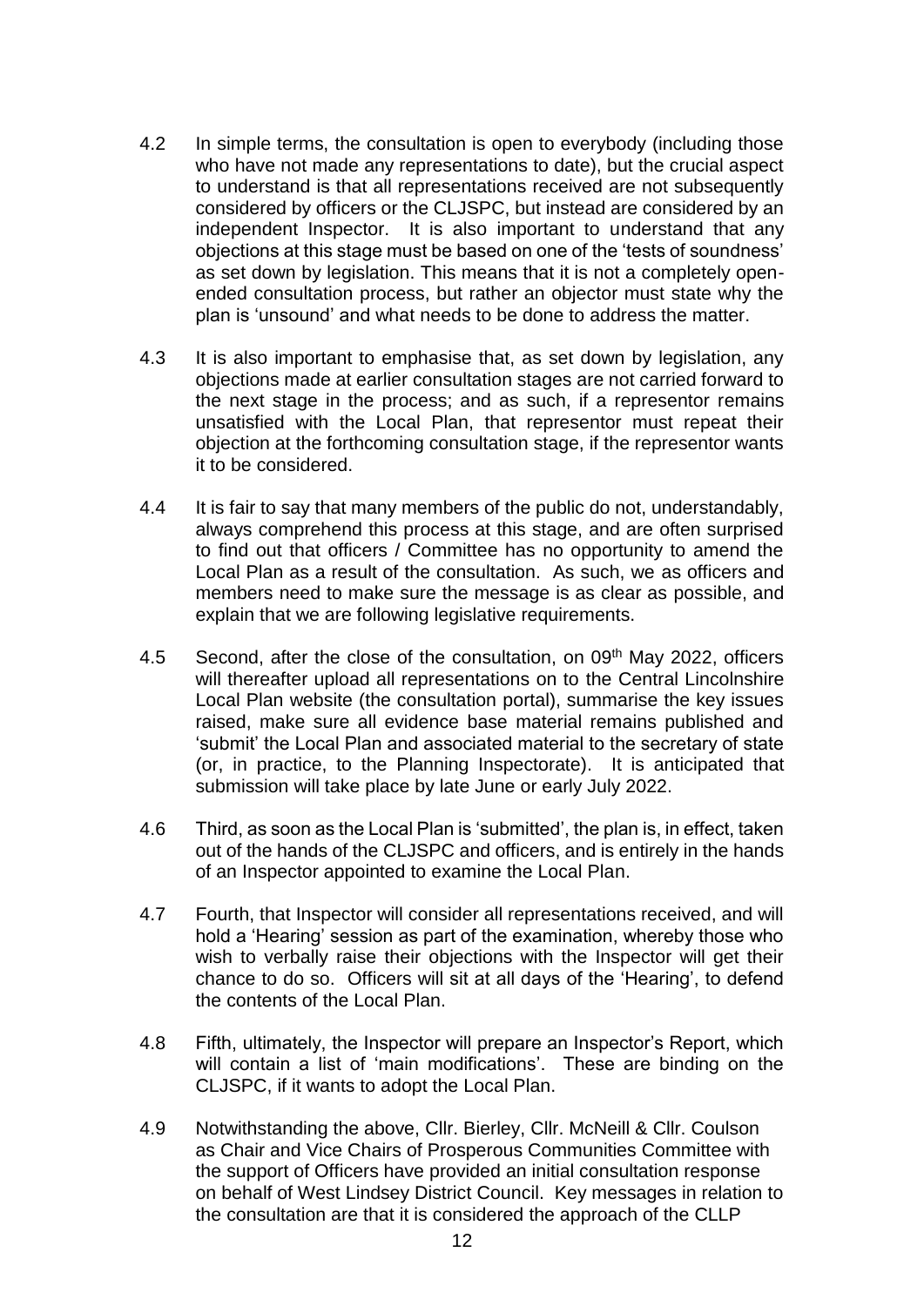4.2 In simple terms, the consultation is open to everybody (including those who have not made any representations to date), but the crucial aspect to understand is that all representations received are not subsequently considered by officers or the CLJSPC, but instead are considered by an independent Inspector. It is also important to understand that any objections at this stage must be based on one of the 'tests of soundness' as set down by legislation. This means that it is not a completely open-ended consultation process, but rather an objector must state why the plan is 'unsound' and what needs to be done to address the matter.

4.3 It is also important to emphasise that, as set down by legislation, any objections made at earlier consultation stages are not carried forward to the next stage in the process; and as such, if a representor remains unsatisfied with the Local Plan, that representor must repeat their objection at the forthcoming consultation stage, if the representor wants it to be considered.

4.4 It is fair to say that many members of the public do not, understandably, always comprehend this process at this stage, and are often surprised to find out that officers / Committee has no opportunity to amend the Local Plan as a result of the consultation. As such, we as officers and members need to make sure the message is as clear as possible, and explain that we are following legislative requirements.

4.5 Second, after the close of the consultation, on 09th May 2022, officers will thereafter upload all representations on to the Central Lincolnshire Local Plan website (the consultation portal), summarise the key issues raised, make sure all evidence base material remains published and 'submit' the Local Plan and associated material to the secretary of state (or, in practice, to the Planning Inspectorate). It is anticipated that submission will take place by late June or early July 2022.

4.6 Third, as soon as the Local Plan is 'submitted', the plan is, in effect, taken out of the hands of the CLJSPC and officers, and is entirely in the hands of an Inspector appointed to examine the Local Plan.

4.7 Fourth, that Inspector will consider all representations received, and will hold a 'Hearing' session as part of the examination, whereby those who wish to verbally raise their objections with the Inspector will get their chance to do so. Officers will sit at all days of the 'Hearing', to defend the contents of the Local Plan.

4.8 Fifth, ultimately, the Inspector will prepare an Inspector's Report, which will contain a list of 'main modifications'. These are binding on the CLJSPC, if it wants to adopt the Local Plan.

4.9 Notwithstanding the above, Cllr. Bierley, Cllr. McNeill & Cllr. Coulson as Chair and Vice Chairs of Prosperous Communities Committee with the support of Officers have provided an initial consultation response on behalf of West Lindsey District Council. Key messages in relation to the consultation are that it is considered the approach of the CLLP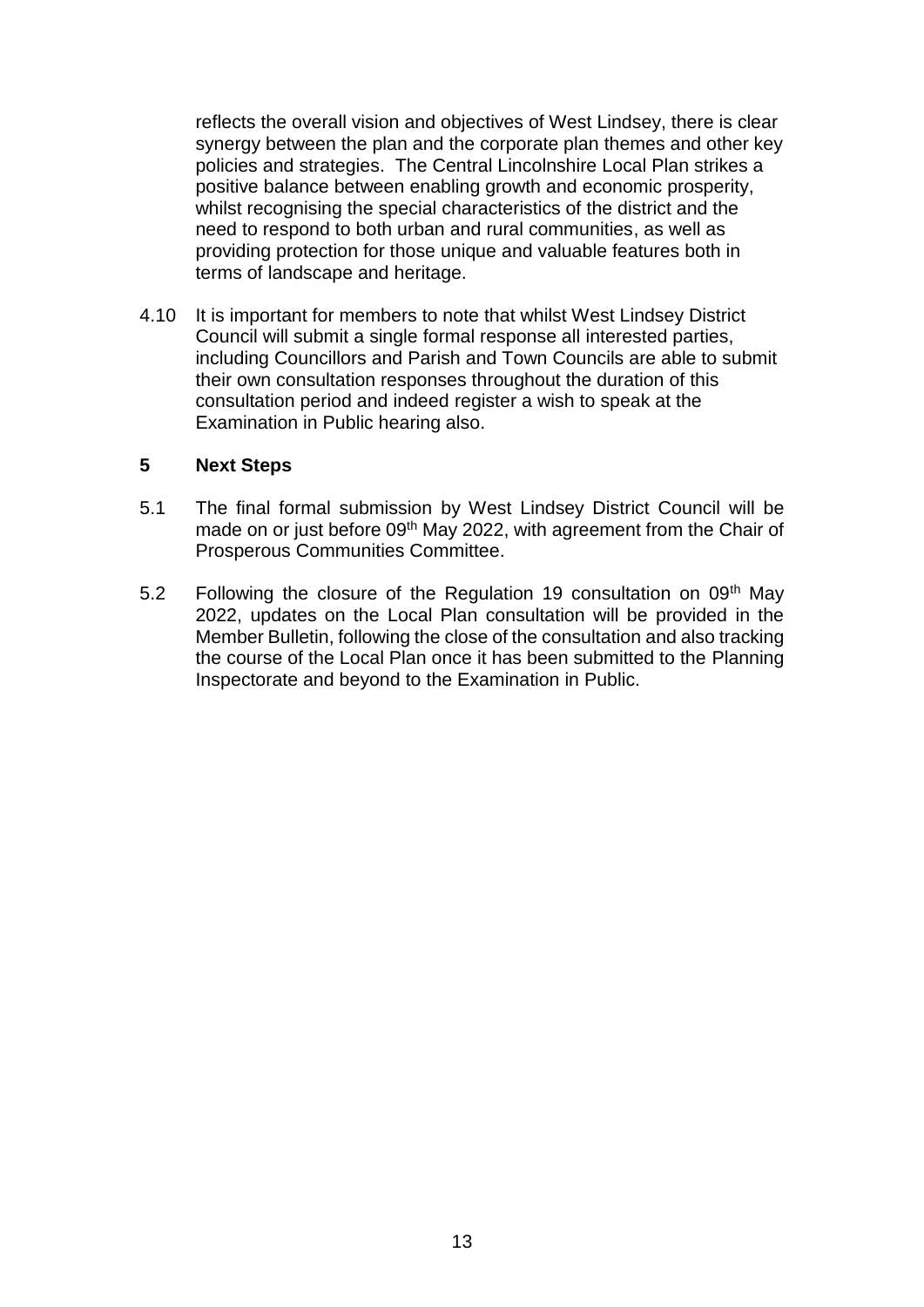reflects the overall vision and objectives of West Lindsey, there is clear synergy between the plan and the corporate plan themes and other key policies and strategies. The Central Lincolnshire Local Plan strikes a positive balance between enabling growth and economic prosperity, whilst recognising the special characteristics of the district and the need to respond to both urban and rural communities, as well as providing protection for those unique and valuable features both in terms of landscape and heritage.

4.10 It is important for members to note that whilst West Lindsey District Council will submit a single formal response all interested parties, including Councillors and Parish and Town Councils are able to submit their own consultation responses throughout the duration of this consultation period and indeed register a wish to speak at the Examination in Public hearing also.

## 5 Next Steps

5.1 The final formal submission by West Lindsey District Council will be made on or just before 09th May 2022, with agreement from the Chair of Prosperous Communities Committee.

5.2 Following the closure of the Regulation 19 consultation on 09th May 2022, updates on the Local Plan consultation will be provided in the Member Bulletin, following the close of the consultation and also tracking the course of the Local Plan once it has been submitted to the Planning Inspectorate and beyond to the Examination in Public.